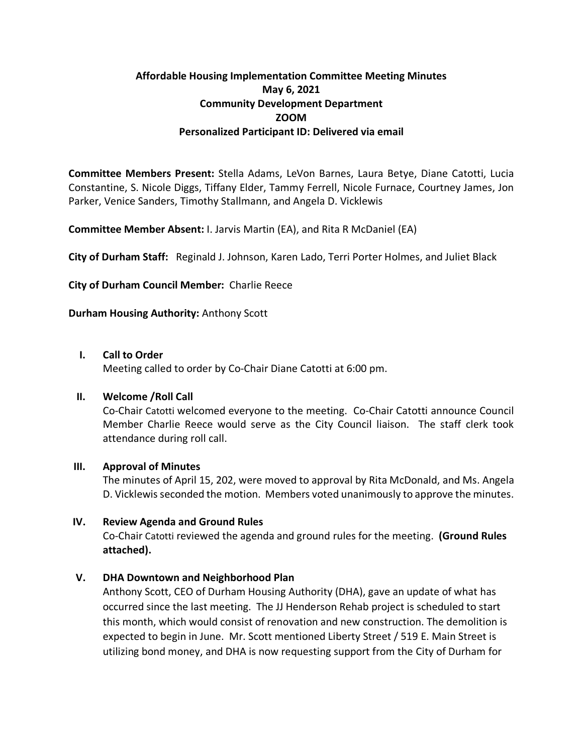# Affordable Housing Implementation Committee Meeting Minutes
## May 6, 2021
## Community Development Department
## ZOOM
## Personalized Participant ID: Delivered via email

**Committee Members Present:** Stella Adams, LeVon Barnes, Laura Betye, Diane Catotti, Lucia Constantine, S. Nicole Diggs, Tiffany Elder, Tammy Ferrell, Nicole Furnace, Courtney James, Jon Parker, Venice Sanders, Timothy Stallmann, and Angela D. Vicklewis

**Committee Member Absent:** I. Jarvis Martin (EA), and Rita R McDaniel (EA)

**City of Durham Staff:** Reginald J. Johnson, Karen Lado, Terri Porter Holmes, and Juliet Black

**City of Durham Council Member:** Charlie Reece

**Durham Housing Authority:** Anthony Scott

### I. Call to Order

Meeting called to order by Co-Chair Diane Catotti at 6:00 pm.

### II. Welcome /Roll Call

Co-Chair Catotti welcomed everyone to the meeting. Co-Chair Catotti announce Council Member Charlie Reece would serve as the City Council liaison. The staff clerk took attendance during roll call.

### III. Approval of Minutes

The minutes of April 15, 202, were moved to approval by Rita McDonald, and Ms. Angela D. Vicklewis seconded the motion. Members voted unanimously to approve the minutes.

### IV. Review Agenda and Ground Rules

Co-Chair Catotti reviewed the agenda and ground rules for the meeting. **(Ground Rules attached).**

### V. DHA Downtown and Neighborhood Plan

Anthony Scott, CEO of Durham Housing Authority (DHA), gave an update of what has occurred since the last meeting. The JJ Henderson Rehab project is scheduled to start this month, which would consist of renovation and new construction. The demolition is expected to begin in June. Mr. Scott mentioned Liberty Street / 519 E. Main Street is utilizing bond money, and DHA is now requesting support from the City of Durham for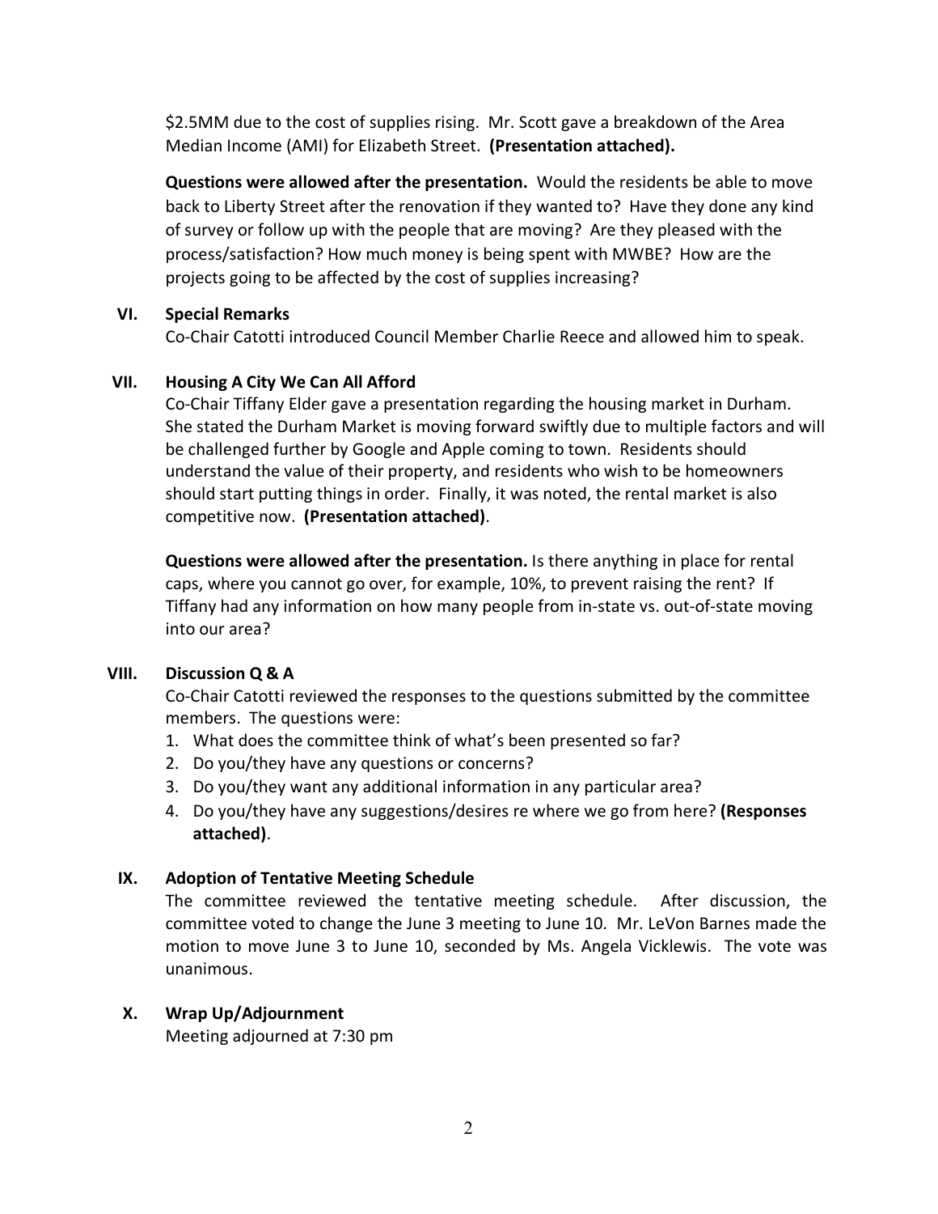$2.5MM due to the cost of supplies rising. Mr. Scott gave a breakdown of the Area Median Income (AMI) for Elizabeth Street. **(Presentation attached).**

**Questions were allowed after the presentation.** Would the residents be able to move back to Liberty Street after the renovation if they wanted to? Have they done any kind of survey or follow up with the people that are moving? Are they pleased with the process/satisfaction? How much money is being spent with MWBE? How are the projects going to be affected by the cost of supplies increasing?

**VI. Special Remarks**

Co-Chair Catotti introduced Council Member Charlie Reece and allowed him to speak.

**VII. Housing A City We Can All Afford**

Co-Chair Tiffany Elder gave a presentation regarding the housing market in Durham. She stated the Durham Market is moving forward swiftly due to multiple factors and will be challenged further by Google and Apple coming to town. Residents should understand the value of their property, and residents who wish to be homeowners should start putting things in order. Finally, it was noted, the rental market is also competitive now. **(Presentation attached)**.

**Questions were allowed after the presentation.** Is there anything in place for rental caps, where you cannot go over, for example, 10%, to prevent raising the rent? If Tiffany had any information on how many people from in-state vs. out-of-state moving into our area?

**VIII. Discussion Q & A**

Co-Chair Catotti reviewed the responses to the questions submitted by the committee members. The questions were:

1. What does the committee think of what's been presented so far?
2. Do you/they have any questions or concerns?
3. Do you/they want any additional information in any particular area?
4. Do you/they have any suggestions/desires re where we go from here? **(Responses attached)**.

**IX. Adoption of Tentative Meeting Schedule**

The committee reviewed the tentative meeting schedule. After discussion, the committee voted to change the June 3 meeting to June 10. Mr. LeVon Barnes made the motion to move June 3 to June 10, seconded by Ms. Angela Vicklewis. The vote was unanimous.

**X. Wrap Up/Adjournment**

Meeting adjourned at 7:30 pm